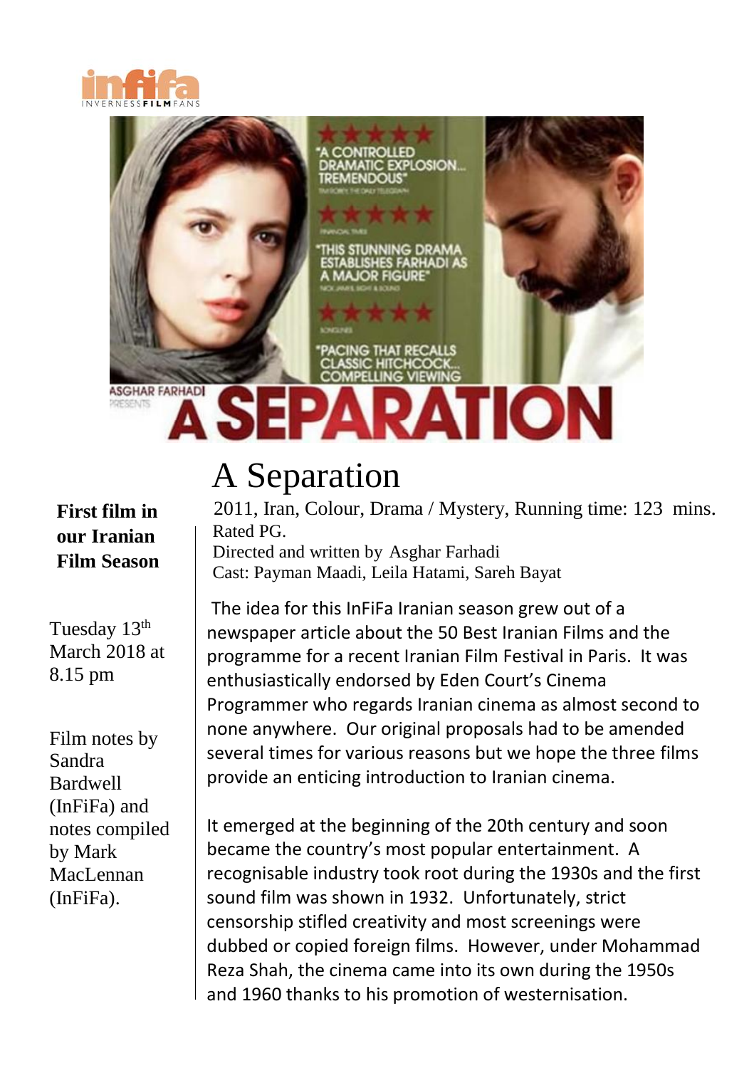# A Separation

2011, Iran, Colour, Drama / Mystery, Running time: 123 mins.
Rated PG.
Directed and written by Asghar Farhadi
Cast: Payman Maadi, Leila Hatami, Sareh Bayat

**First film in our Iranian Film Season**

Tuesday 13th March 2018 at 8.15 pm

Film notes by Sandra Bardwell (InFiFa) and notes compiled by Mark MacLennan (InFiFa).

The idea for this InFiFa Iranian season grew out of a newspaper article about the 50 Best Iranian Films and the programme for a recent Iranian Film Festival in Paris. It was enthusiastically endorsed by Eden Court's Cinema Programmer who regards Iranian cinema as almost second to none anywhere. Our original proposals had to be amended several times for various reasons but we hope the three films provide an enticing introduction to Iranian cinema.

It emerged at the beginning of the 20th century and soon became the country's most popular entertainment. A recognisable industry took root during the 1930s and the first sound film was shown in 1932. Unfortunately, strict censorship stifled creativity and most screenings were dubbed or copied foreign films. However, under Mohammad Reza Shah, the cinema came into its own during the 1950s and 1960 thanks to his promotion of westernisation.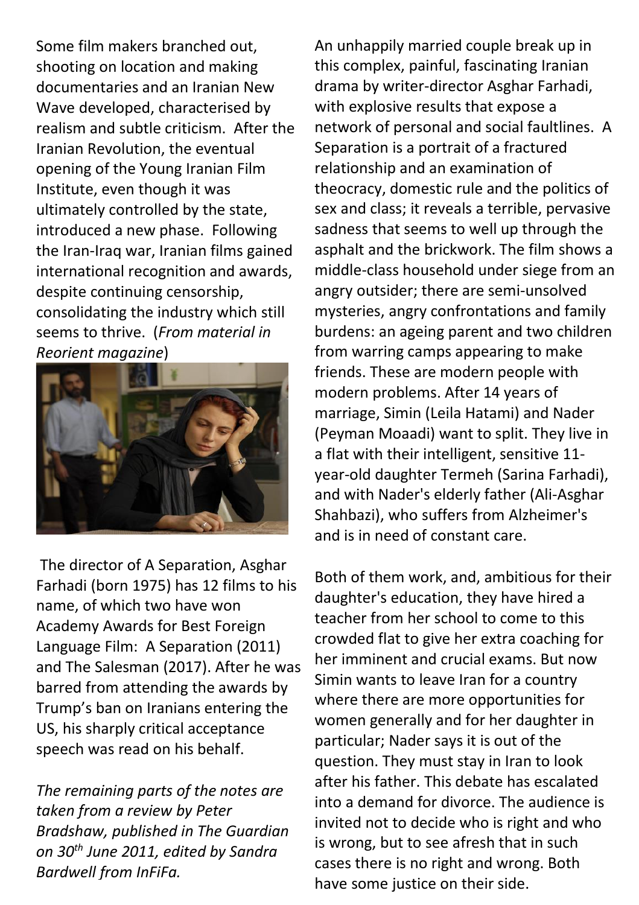Some film makers branched out, shooting on location and making documentaries and an Iranian New Wave developed, characterised by realism and subtle criticism. After the Iranian Revolution, the eventual opening of the Young Iranian Film Institute, even though it was ultimately controlled by the state, introduced a new phase. Following the Iran-Iraq war, Iranian films gained international recognition and awards, despite continuing censorship, consolidating the industry which still seems to thrive. (*From material in Reorient magazine*)

The director of A Separation, Asghar Farhadi (born 1975) has 12 films to his name, of which two have won Academy Awards for Best Foreign Language Film: A Separation (2011) and The Salesman (2017). After he was barred from attending the awards by Trump's ban on Iranians entering the US, his sharply critical acceptance speech was read on his behalf.

*The remaining parts of the notes are taken from a review by Peter Bradshaw, published in The Guardian on 30th June 2011, edited by Sandra Bardwell from InFiFa.*

An unhappily married couple break up in this complex, painful, fascinating Iranian drama by writer-director Asghar Farhadi, with explosive results that expose a network of personal and social faultlines. A Separation is a portrait of a fractured relationship and an examination of theocracy, domestic rule and the politics of sex and class; it reveals a terrible, pervasive sadness that seems to well up through the asphalt and the brickwork. The film shows a middle-class household under siege from an angry outsider; there are semi-unsolved mysteries, angry confrontations and family burdens: an ageing parent and two children from warring camps appearing to make friends. These are modern people with modern problems. After 14 years of marriage, Simin (Leila Hatami) and Nader (Peyman Moaadi) want to split. They live in a flat with their intelligent, sensitive 11-year-old daughter Termeh (Sarina Farhadi), and with Nader's elderly father (Ali-Asghar Shahbazi), who suffers from Alzheimer's and is in need of constant care.

Both of them work, and, ambitious for their daughter's education, they have hired a teacher from her school to come to this crowded flat to give her extra coaching for her imminent and crucial exams. But now Simin wants to leave Iran for a country where there are more opportunities for women generally and for her daughter in particular; Nader says it is out of the question. They must stay in Iran to look after his father. This debate has escalated into a demand for divorce. The audience is invited not to decide who is right and who is wrong, but to see afresh that in such cases there is no right and wrong. Both have some justice on their side.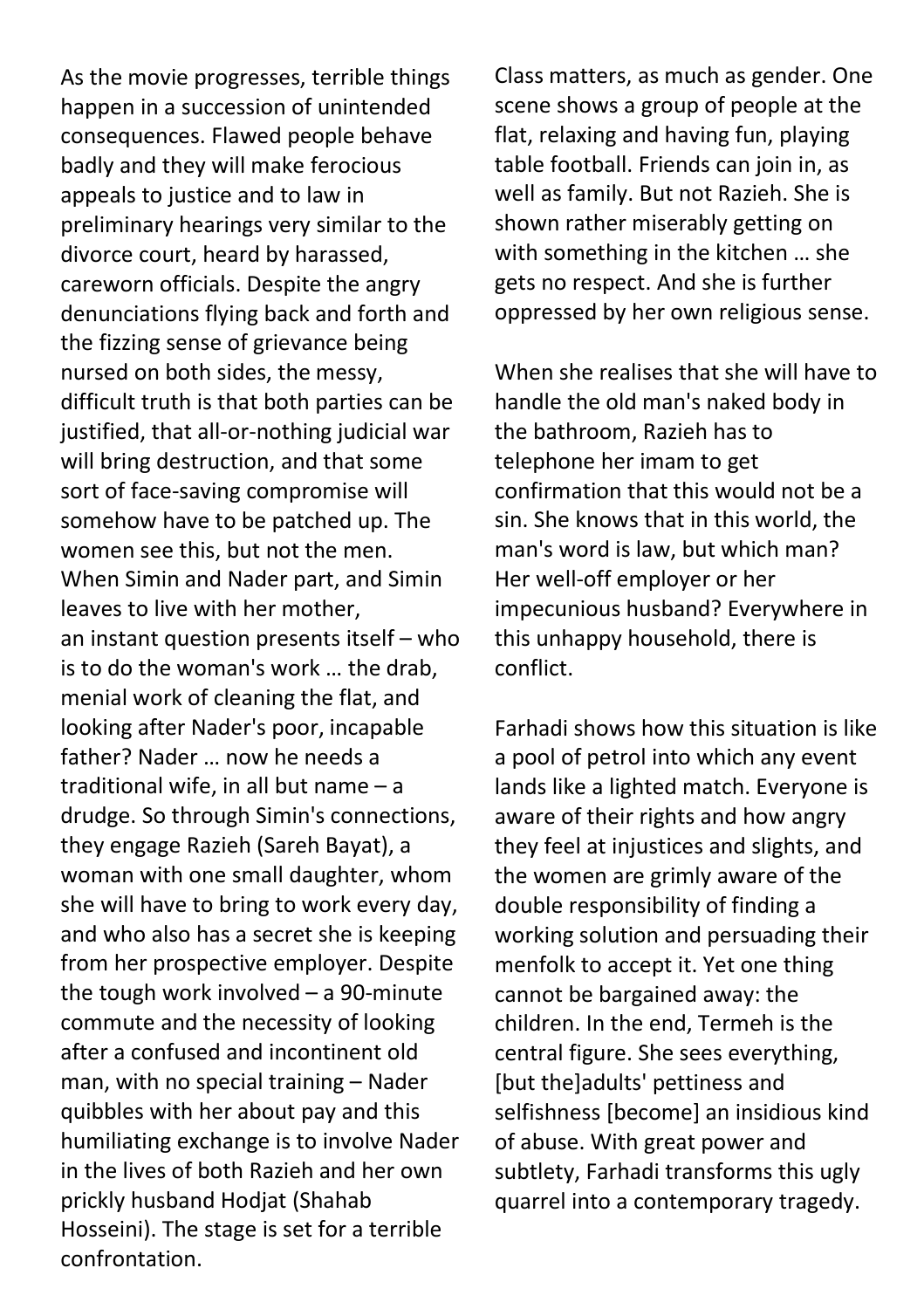As the movie progresses, terrible things happen in a succession of unintended consequences. Flawed people behave badly and they will make ferocious appeals to justice and to law in preliminary hearings very similar to the divorce court, heard by harassed, careworn officials. Despite the angry denunciations flying back and forth and the fizzing sense of grievance being nursed on both sides, the messy, difficult truth is that both parties can be justified, that all-or-nothing judicial war will bring destruction, and that some sort of face-saving compromise will somehow have to be patched up. The women see this, but not the men. When Simin and Nader part, and Simin leaves to live with her mother, an instant question presents itself – who is to do the woman's work … the drab, menial work of cleaning the flat, and looking after Nader's poor, incapable father? Nader … now he needs a traditional wife, in all but name – a drudge. So through Simin's connections, they engage Razieh (Sareh Bayat), a woman with one small daughter, whom she will have to bring to work every day, and who also has a secret she is keeping from her prospective employer. Despite the tough work involved – a 90-minute commute and the necessity of looking after a confused and incontinent old man, with no special training – Nader quibbles with her about pay and this humiliating exchange is to involve Nader in the lives of both Razieh and her own prickly husband Hodjat (Shahab Hosseini). The stage is set for a terrible confrontation.

Class matters, as much as gender. One scene shows a group of people at the flat, relaxing and having fun, playing table football. Friends can join in, as well as family. But not Razieh. She is shown rather miserably getting on with something in the kitchen … she gets no respect. And she is further oppressed by her own religious sense.

When she realises that she will have to handle the old man's naked body in the bathroom, Razieh has to telephone her imam to get confirmation that this would not be a sin. She knows that in this world, the man's word is law, but which man? Her well-off employer or her impecunious husband? Everywhere in this unhappy household, there is conflict.

Farhadi shows how this situation is like a pool of petrol into which any event lands like a lighted match. Everyone is aware of their rights and how angry they feel at injustices and slights, and the women are grimly aware of the double responsibility of finding a working solution and persuading their menfolk to accept it. Yet one thing cannot be bargained away: the children. In the end, Termeh is the central figure. She sees everything, [but the]adults' pettiness and selfishness [become] an insidious kind of abuse. With great power and subtlety, Farhadi transforms this ugly quarrel into a contemporary tragedy.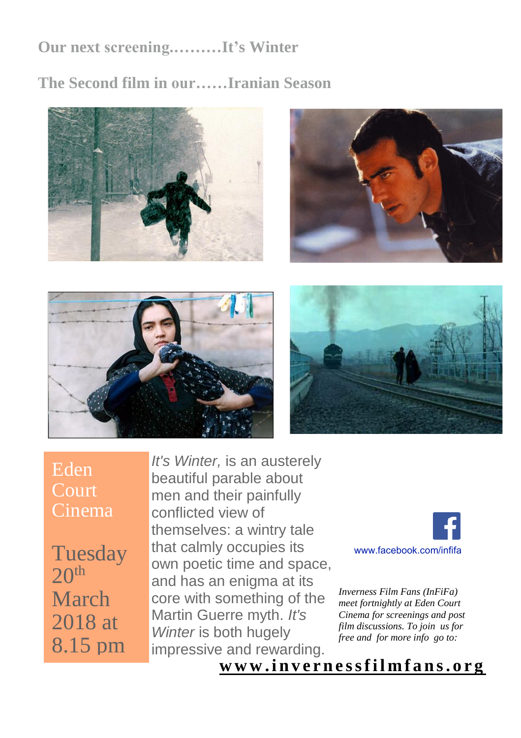## Our next screening.........It's Winter

## The Second film in our......Iranian Season

**Eden Court Cinema**

**Tuesday 20th March 2018 at 8.15 pm**

*It's Winter,* is an austerely beautiful parable about men and their painfully conflicted view of themselves: a wintry tale that calmly occupies its own poetic time and space, and has an enigma at its core with something of the Martin Guerre myth. *It's Winter* is both hugely impressive and rewarding.

www.facebook.com/infifa

*Inverness Film Fans (InFiFa) meet fortnightly at Eden Court Cinema for screenings and post film discussions. To join us for free and for more info go to:*

**www.invernessfilmfans.org**